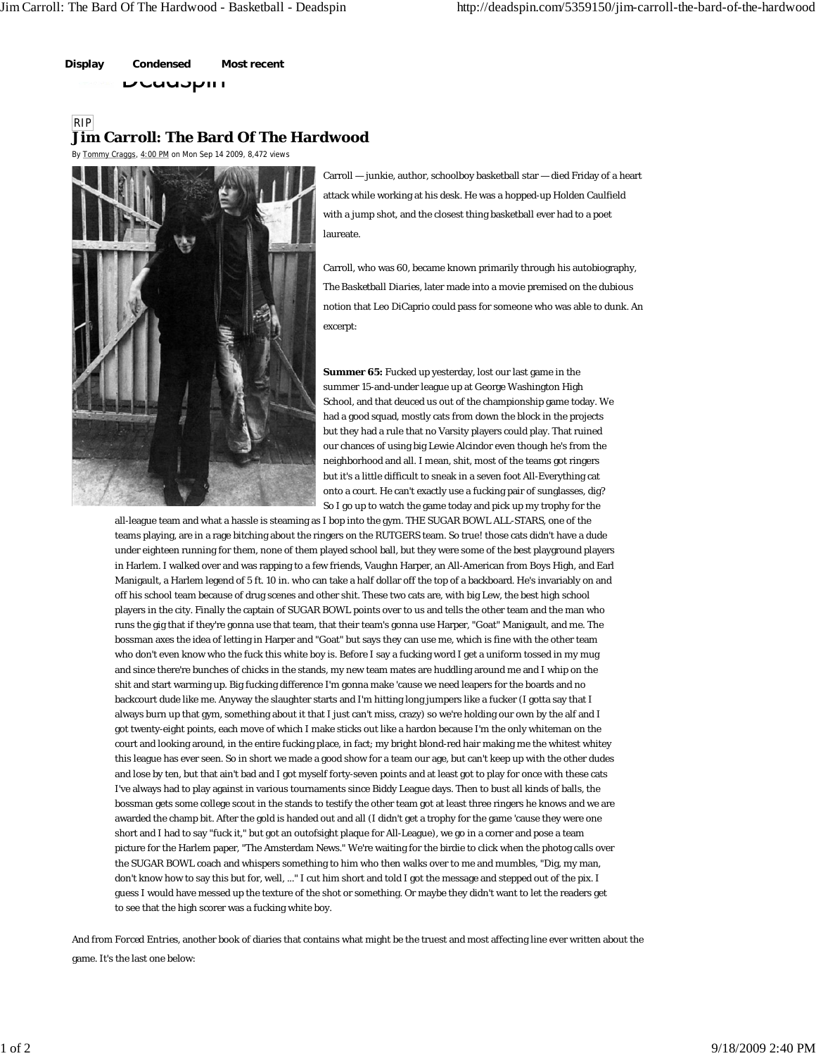Display Condensed Most recent

RIP

# Jim Carroll: The Bard Of The Hardwood

By Tommy Craggs, 4:00 PM on Mon Sep 14 2009, 8,472 views

Carroll — junkie, author, schoolboy basketball star — died Friday of a heart attack while working at his desk. He was a hopped-up Holden Caulfield with a jump shot, and the closest thing basketball ever had to a poet laureate.

Carroll, who was 60, became known primarily through his autobiography, *The Basketball Diaries*, later made into a movie premised on the dubious notion that Leo DiCaprio could pass for someone who was able to dunk. An excerpt:

> **Summer 65:** Fucked up yesterday, lost our last game in the summer 15-and-under league up at George Washington High School, and that deuced us out of the championship game today. We had a good squad, mostly cats from down the block in the projects but they had a rule that no Varsity players could play. That ruined our chances of using big Lewie Alcindor even though he's from the neighborhood and all. I mean, shit, most of the teams got ringers but it's a little difficult to sneak in a seven foot All-Everything cat onto a court. He can't exactly use a fucking pair of sunglasses, dig? So I go up to watch the game today and pick up my trophy for the all-league team and what a hassle is steaming as I bop into the gym. THE SUGAR BOWL ALL-STARS, one of the teams playing, are in a rage bitching about the ringers on the RUTGERS team. So true! those cats didn't have a dude under eighteen running for them, none of them played school ball, but they were some of the best playground players in Harlem. I walked over and was rapping to a few friends, Vaughn Harper, an All-American from Boys High, and Earl Manigault, a Harlem legend of 5 ft. 10 in. who can take a half dollar off the top of a backboard. He's invariably on and off his school team because of drug scenes and other shit. These two cats are, with big Lew, the best high school players in the city. Finally the captain of SUGAR BOWL points over to us and tells the other team and the man who runs the gig that if they're gonna use that team, that their team's gonna use Harper, "Goat" Manigault, and me. The bossman axes the idea of letting in Harper and "Goat" but says they can use me, which is fine with the other team who don't even know who the fuck this white boy is. Before I say a fucking word I get a uniform tossed in my mug and since there're bunches of chicks in the stands, my new team mates are huddling around me and I whip on the shit and start warming up. Big fucking difference I'm gonna make 'cause we need leapers for the boards and no backcourt dude like me. Anyway the slaughter starts and I'm hitting long jumpers like a fucker (I gotta say that I always burn up that gym, something about it that I just can't miss, crazy) so we're holding our own by the alf and I got twenty-eight points, each move of which I make sticks out like a hardon because I'm the only whiteman on the court and looking around, in the entire fucking place, in fact; my bright blond-red hair making me the whitest whitey this league has ever seen. So in short we made a good show for a team our age, but can't keep up with the other dudes and lose by ten, but that ain't bad and I got myself forty-seven points and at least got to play for once with these cats I've always had to play against in various tournaments since Biddy League days. Then to bust all kinds of balls, the bossman gets some college scout in the stands to testify the other team got at least three ringers he knows and we are awarded the champ bit. After the gold is handed out and all (I didn't get a trophy for the game 'cause they were one short and I had to say "fuck it," but got an outofsight plaque for All-League), we go in a corner and pose a team picture for the Harlem paper, "The Amsterdam News." We're waiting for the birdie to click when the photog calls over the SUGAR BOWL coach and whispers something to him who then walks over to me and mumbles, "Dig, my man, don't know how to say this but for, well, ..." I cut him short and told I got the message and stepped out of the pix. I guess I would have messed up the texture of the shot or something. Or maybe they didn't want to let the readers get to see that the high scorer was a fucking white boy.

And from Forced Entries, another book of diaries that contains what might be the truest and most affecting line ever written about the game. It's the last one below: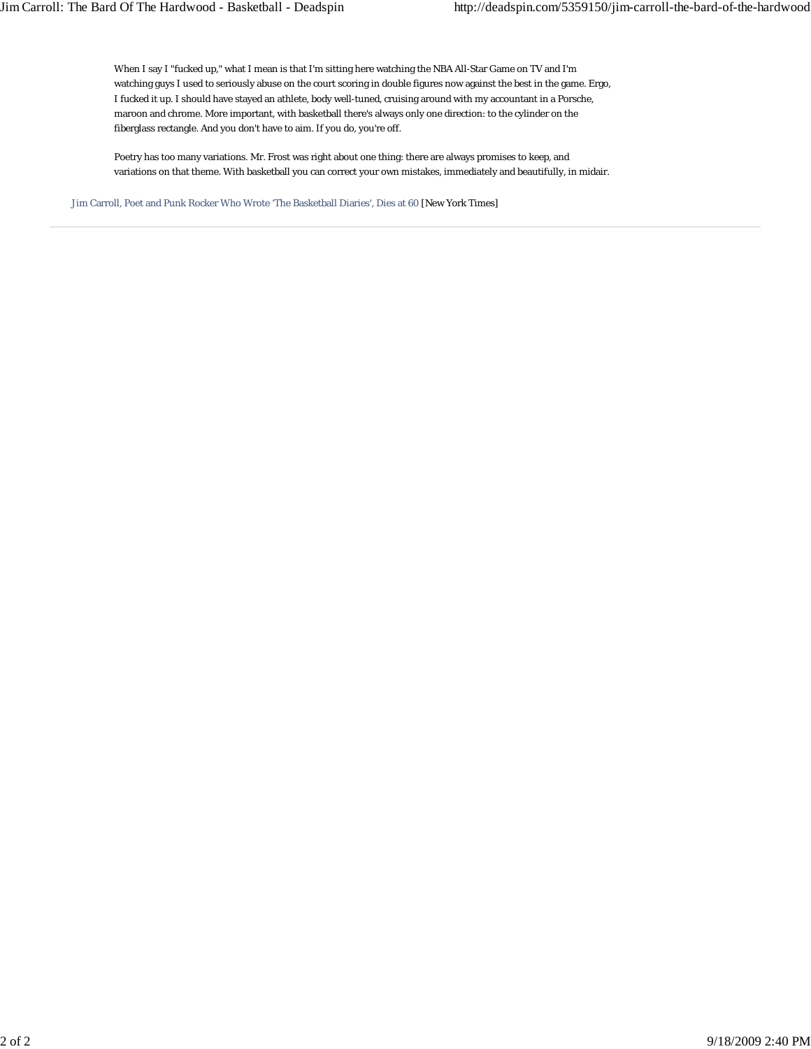When I say I "fucked up," what I mean is that I'm sitting here watching the NBA All-Star Game on TV and I'm watching guys I used to seriously abuse on the court scoring in double figures now against the best in the game. Ergo, I fucked it up. I should have stayed an athlete, body well-tuned, cruising around with my accountant in a Porsche, maroon and chrome. More important, with basketball there's always only one direction: to the cylinder on the fiberglass rectangle. And you don't have to aim. If you do, you're off.

Poetry has too many variations. Mr. Frost was right about one thing: there are always promises to keep, and variations on that theme. With basketball you can correct your own mistakes, immediately and beautifully, in midair.

Jim Carroll, Poet and Punk Rocker Who Wrote 'The Basketball Diaries', Dies at 60 [New York Times]